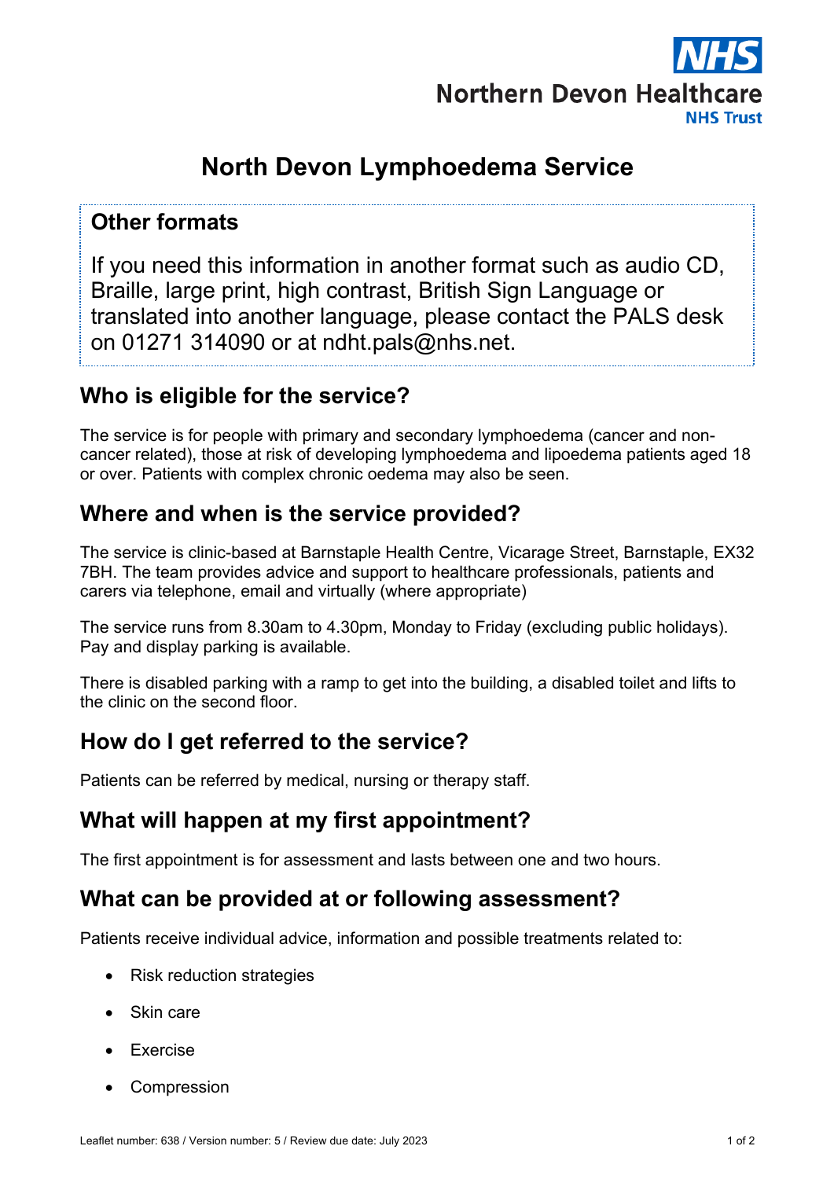Northern Devon Healthcare NHS Trust

# North Devon Lymphoedema Service

## Other formats

If you need this information in another format such as audio CD, Braille, large print, high contrast, British Sign Language or translated into another language, please contact the PALS desk on 01271 314090 or at ndht.pals@nhs.net.

## Who is eligible for the service?

The service is for people with primary and secondary lymphoedema (cancer and non-cancer related), those at risk of developing lymphoedema and lipoedema patients aged 18 or over. Patients with complex chronic oedema may also be seen.

## Where and when is the service provided?

The service is clinic-based at Barnstaple Health Centre, Vicarage Street, Barnstaple, EX32 7BH. The team provides advice and support to healthcare professionals, patients and carers via telephone, email and virtually (where appropriate)

The service runs from 8.30am to 4.30pm, Monday to Friday (excluding public holidays). Pay and display parking is available.

There is disabled parking with a ramp to get into the building, a disabled toilet and lifts to the clinic on the second floor.

## How do I get referred to the service?

Patients can be referred by medical, nursing or therapy staff.

## What will happen at my first appointment?

The first appointment is for assessment and lasts between one and two hours.

## What can be provided at or following assessment?

Patients receive individual advice, information and possible treatments related to:

- Risk reduction strategies
- Skin care
- Exercise
- Compression

Leaflet number: 638 / Version number: 5 / Review due date: July 2023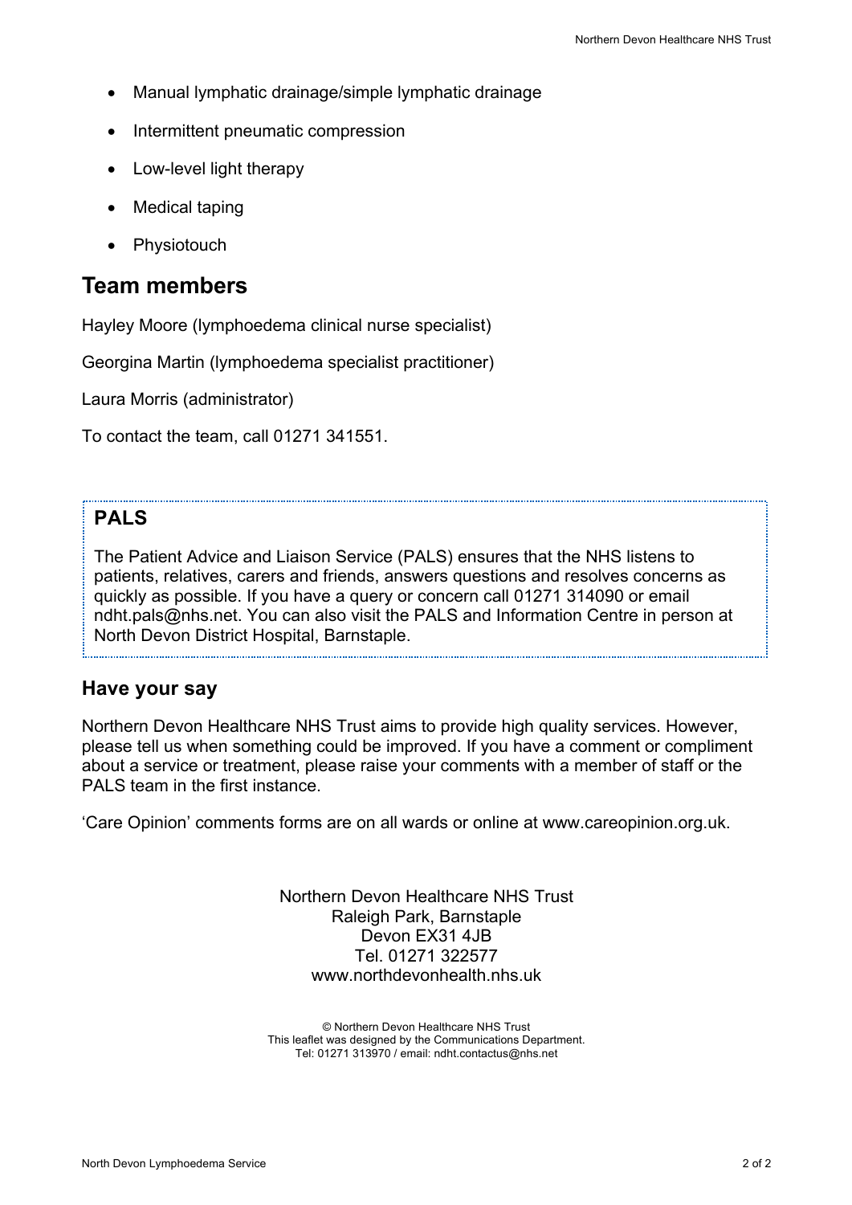- Manual lymphatic drainage/simple lymphatic drainage
- Intermittent pneumatic compression
- Low-level light therapy
- Medical taping
- Physiotouch

## Team members

Hayley Moore (lymphoedema clinical nurse specialist)

Georgina Martin (lymphoedema specialist practitioner)

Laura Morris (administrator)

To contact the team, call 01271 341551.

### PALS

The Patient Advice and Liaison Service (PALS) ensures that the NHS listens to patients, relatives, carers and friends, answers questions and resolves concerns as quickly as possible. If you have a query or concern call 01271 314090 or email ndht.pals@nhs.net. You can also visit the PALS and Information Centre in person at North Devon District Hospital, Barnstaple.

### Have your say

Northern Devon Healthcare NHS Trust aims to provide high quality services. However, please tell us when something could be improved. If you have a comment or compliment about a service or treatment, please raise your comments with a member of staff or the PALS team in the first instance.

'Care Opinion' comments forms are on all wards or online at www.careopinion.org.uk.

Northern Devon Healthcare NHS Trust
Raleigh Park, Barnstaple
Devon EX31 4JB
Tel. 01271 322577
www.northdevonhealth.nhs.uk

© Northern Devon Healthcare NHS Trust
This leaflet was designed by the Communications Department.
Tel: 01271 313970 / email: ndht.contactus@nhs.net